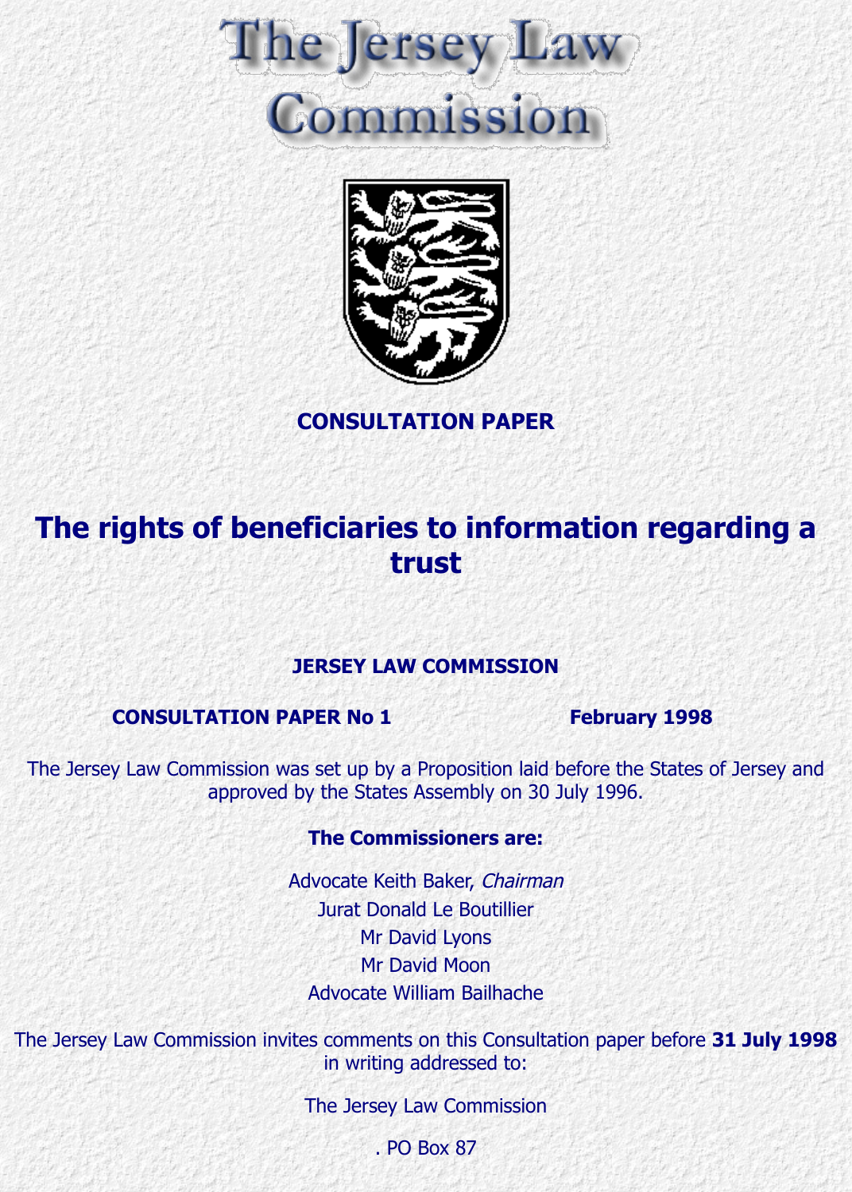# The Jersey Law Commission

**CONSULTATION PAPER**

## The rights of beneficiaries to information regarding a trust

**JERSEY LAW COMMISSION**

**CONSULTATION PAPER No 1** **February 1998**

The Jersey Law Commission was set up by a Proposition laid before the States of Jersey and approved by the States Assembly on 30 July 1996.

**The Commissioners are:**

Advocate Keith Baker, *Chairman*
Jurat Donald Le Boutillier
Mr David Lyons
Mr David Moon
Advocate William Bailhache

The Jersey Law Commission invites comments on this Consultation paper before **31 July 1998** in writing addressed to:

The Jersey Law Commission

. PO Box 87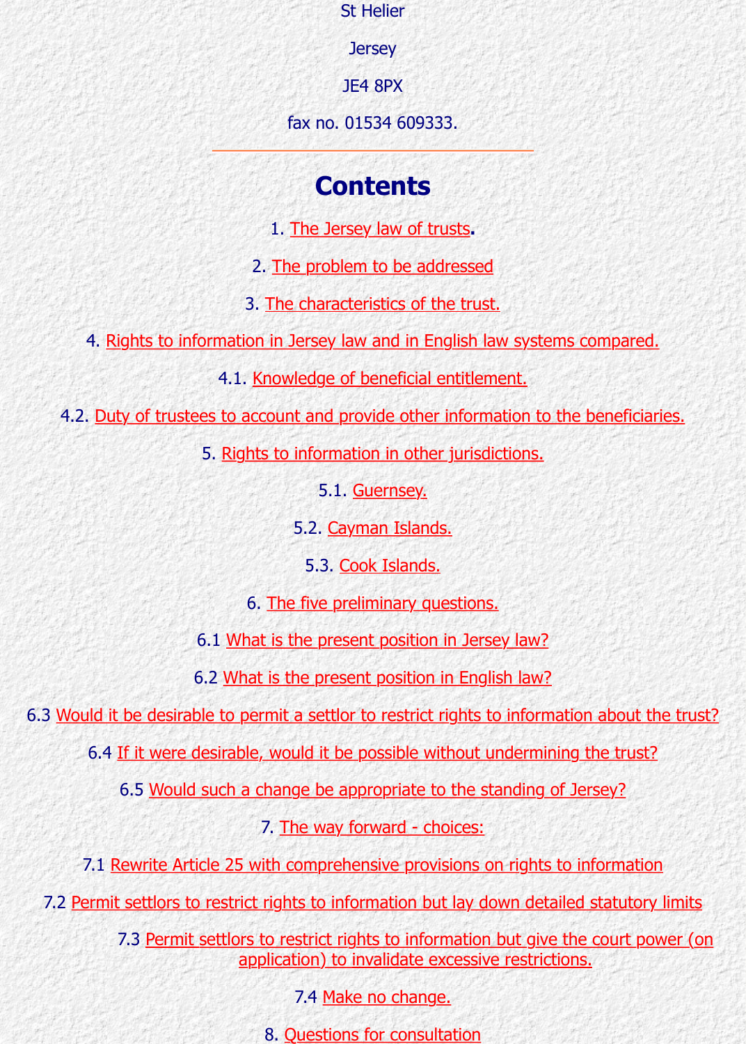St Helier

Jersey

JE4 8PX

fax no. 01534 609333.

---

## Contents

1. The Jersey law of trusts.

2. The problem to be addressed

3. The characteristics of the trust.

4. Rights to information in Jersey law and in English law systems compared.

4.1. Knowledge of beneficial entitlement.

4.2. Duty of trustees to account and provide other information to the beneficiaries.

5. Rights to information in other jurisdictions.

5.1. Guernsey.

5.2. Cayman Islands.

5.3. Cook Islands.

6. The five preliminary questions.

6.1 What is the present position in Jersey law?

6.2 What is the present position in English law?

6.3 Would it be desirable to permit a settlor to restrict rights to information about the trust?

6.4 If it were desirable, would it be possible without undermining the trust?

6.5 Would such a change be appropriate to the standing of Jersey?

7. The way forward - choices:

7.1 Rewrite Article 25 with comprehensive provisions on rights to information

7.2 Permit settlors to restrict rights to information but lay down detailed statutory limits

7.3 Permit settlors to restrict rights to information but give the court power (on application) to invalidate excessive restrictions.

7.4 Make no change.

8. Questions for consultation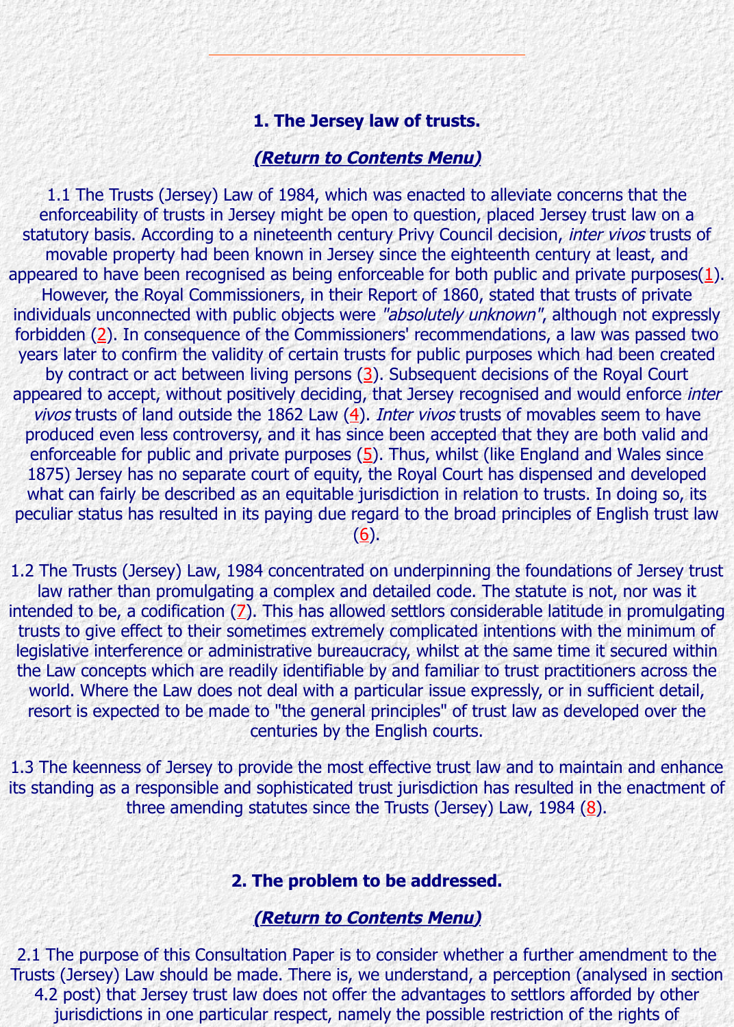## 1. The Jersey law of trusts.

***(Return to Contents Menu)***

1.1 The Trusts (Jersey) Law of 1984, which was enacted to alleviate concerns that the enforceability of trusts in Jersey might be open to question, placed Jersey trust law on a statutory basis. According to a nineteenth century Privy Council decision, *inter vivos* trusts of movable property had been known in Jersey since the eighteenth century at least, and appeared to have been recognised as being enforceable for both public and private purposes(1). However, the Royal Commissioners, in their Report of 1860, stated that trusts of private individuals unconnected with public objects were *"absolutely unknown"*, although not expressly forbidden (2). In consequence of the Commissioners' recommendations, a law was passed two years later to confirm the validity of certain trusts for public purposes which had been created by contract or act between living persons (3). Subsequent decisions of the Royal Court appeared to accept, without positively deciding, that Jersey recognised and would enforce *inter vivos* trusts of land outside the 1862 Law (4). *Inter vivos* trusts of movables seem to have produced even less controversy, and it has since been accepted that they are both valid and enforceable for public and private purposes (5). Thus, whilst (like England and Wales since 1875) Jersey has no separate court of equity, the Royal Court has dispensed and developed what can fairly be described as an equitable jurisdiction in relation to trusts. In doing so, its peculiar status has resulted in its paying due regard to the broad principles of English trust law (6).

1.2 The Trusts (Jersey) Law, 1984 concentrated on underpinning the foundations of Jersey trust law rather than promulgating a complex and detailed code. The statute is not, nor was it intended to be, a codification (7). This has allowed settlors considerable latitude in promulgating trusts to give effect to their sometimes extremely complicated intentions with the minimum of legislative interference or administrative bureaucracy, whilst at the same time it secured within the Law concepts which are readily identifiable by and familiar to trust practitioners across the world. Where the Law does not deal with a particular issue expressly, or in sufficient detail, resort is expected to be made to "the general principles" of trust law as developed over the centuries by the English courts.

1.3 The keenness of Jersey to provide the most effective trust law and to maintain and enhance its standing as a responsible and sophisticated trust jurisdiction has resulted in the enactment of three amending statutes since the Trusts (Jersey) Law, 1984 (8).

## 2. The problem to be addressed.

***(Return to Contents Menu)***

2.1 The purpose of this Consultation Paper is to consider whether a further amendment to the Trusts (Jersey) Law should be made. There is, we understand, a perception (analysed in section 4.2 post) that Jersey trust law does not offer the advantages to settlors afforded by other jurisdictions in one particular respect, namely the possible restriction of the rights of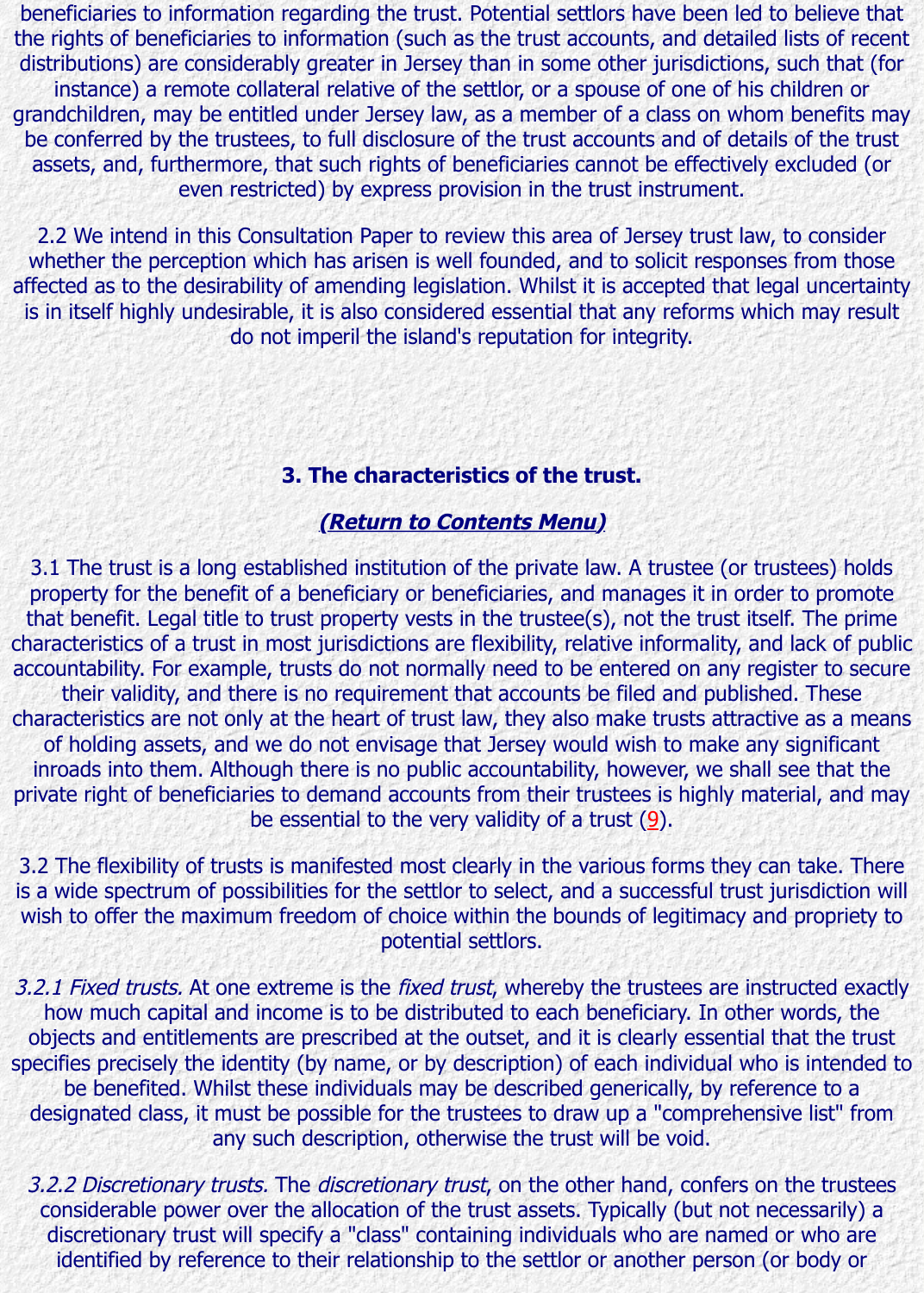beneficiaries to information regarding the trust. Potential settlors have been led to believe that the rights of beneficiaries to information (such as the trust accounts, and detailed lists of recent distributions) are considerably greater in Jersey than in some other jurisdictions, such that (for instance) a remote collateral relative of the settlor, or a spouse of one of his children or grandchildren, may be entitled under Jersey law, as a member of a class on whom benefits may be conferred by the trustees, to full disclosure of the trust accounts and of details of the trust assets, and, furthermore, that such rights of beneficiaries cannot be effectively excluded (or even restricted) by express provision in the trust instrument.

2.2 We intend in this Consultation Paper to review this area of Jersey trust law, to consider whether the perception which has arisen is well founded, and to solicit responses from those affected as to the desirability of amending legislation. Whilst it is accepted that legal uncertainty is in itself highly undesirable, it is also considered essential that any reforms which may result do not imperil the island's reputation for integrity.

## 3. The characteristics of the trust.

***(Return to Contents Menu)***

3.1 The trust is a long established institution of the private law. A trustee (or trustees) holds property for the benefit of a beneficiary or beneficiaries, and manages it in order to promote that benefit. Legal title to trust property vests in the trustee(s), not the trust itself. The prime characteristics of a trust in most jurisdictions are flexibility, relative informality, and lack of public accountability. For example, trusts do not normally need to be entered on any register to secure their validity, and there is no requirement that accounts be filed and published. These characteristics are not only at the heart of trust law, they also make trusts attractive as a means of holding assets, and we do not envisage that Jersey would wish to make any significant inroads into them. Although there is no public accountability, however, we shall see that the private right of beneficiaries to demand accounts from their trustees is highly material, and may be essential to the very validity of a trust (9).

3.2 The flexibility of trusts is manifested most clearly in the various forms they can take. There is a wide spectrum of possibilities for the settlor to select, and a successful trust jurisdiction will wish to offer the maximum freedom of choice within the bounds of legitimacy and propriety to potential settlors.

*3.2.1 Fixed trusts.* At one extreme is the *fixed trust*, whereby the trustees are instructed exactly how much capital and income is to be distributed to each beneficiary. In other words, the objects and entitlements are prescribed at the outset, and it is clearly essential that the trust specifies precisely the identity (by name, or by description) of each individual who is intended to be benefited. Whilst these individuals may be described generically, by reference to a designated class, it must be possible for the trustees to draw up a "comprehensive list" from any such description, otherwise the trust will be void.

*3.2.2 Discretionary trusts.* The *discretionary trust*, on the other hand, confers on the trustees considerable power over the allocation of the trust assets. Typically (but not necessarily) a discretionary trust will specify a "class" containing individuals who are named or who are identified by reference to their relationship to the settlor or another person (or body or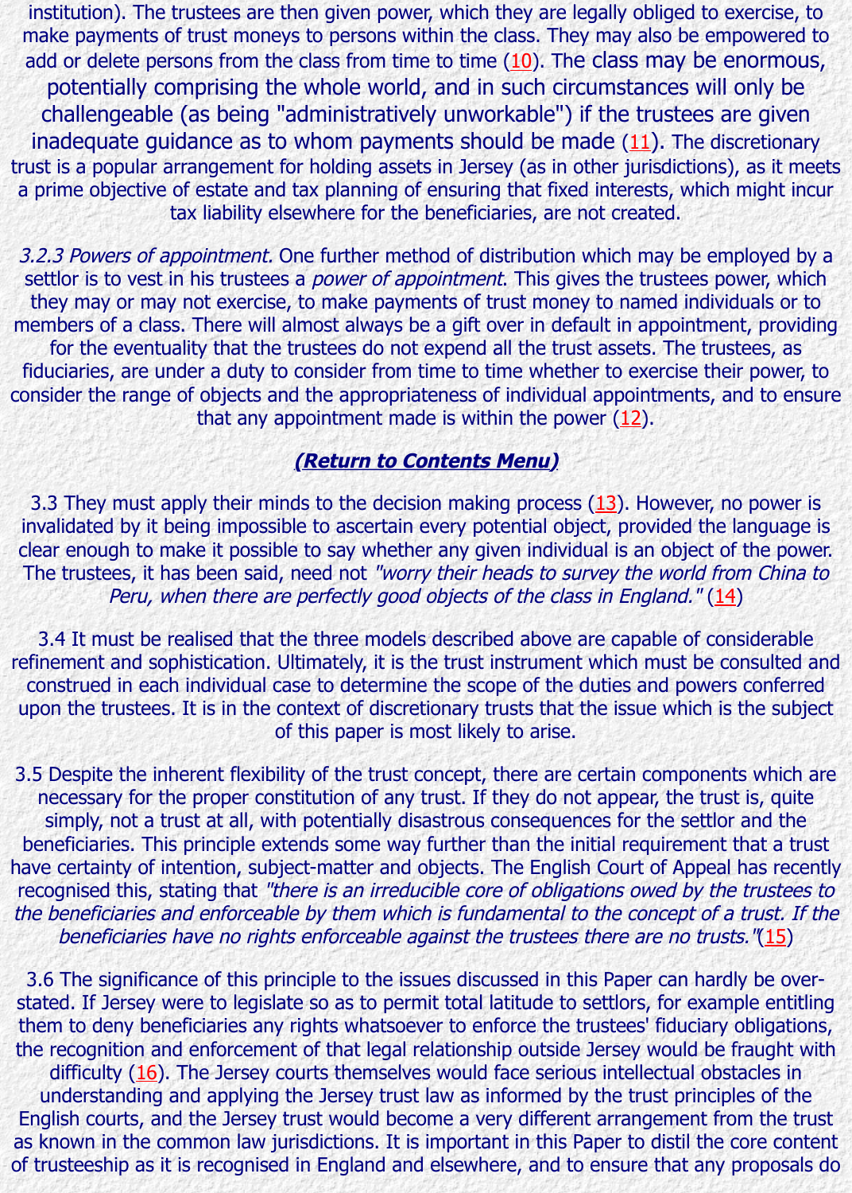institution). The trustees are then given power, which they are legally obliged to exercise, to make payments of trust moneys to persons within the class. They may also be empowered to add or delete persons from the class from time to time (10). The class may be enormous, potentially comprising the whole world, and in such circumstances will only be challengeable (as being "administratively unworkable") if the trustees are given inadequate guidance as to whom payments should be made (11). The discretionary trust is a popular arrangement for holding assets in Jersey (as in other jurisdictions), as it meets a prime objective of estate and tax planning of ensuring that fixed interests, which might incur tax liability elsewhere for the beneficiaries, are not created.

*3.2.3 Powers of appointment.* One further method of distribution which may be employed by a settlor is to vest in his trustees a *power of appointment*. This gives the trustees power, which they may or may not exercise, to make payments of trust money to named individuals or to members of a class. There will almost always be a gift over in default in appointment, providing for the eventuality that the trustees do not expend all the trust assets. The trustees, as fiduciaries, are under a duty to consider from time to time whether to exercise their power, to consider the range of objects and the appropriateness of individual appointments, and to ensure that any appointment made is within the power (12).

**(Return to Contents Menu)**

3.3 They must apply their minds to the decision making process (13). However, no power is invalidated by it being impossible to ascertain every potential object, provided the language is clear enough to make it possible to say whether any given individual is an object of the power. The trustees, it has been said, need not *"worry their heads to survey the world from China to Peru, when there are perfectly good objects of the class in England."* (14)

3.4 It must be realised that the three models described above are capable of considerable refinement and sophistication. Ultimately, it is the trust instrument which must be consulted and construed in each individual case to determine the scope of the duties and powers conferred upon the trustees. It is in the context of discretionary trusts that the issue which is the subject of this paper is most likely to arise.

3.5 Despite the inherent flexibility of the trust concept, there are certain components which are necessary for the proper constitution of any trust. If they do not appear, the trust is, quite simply, not a trust at all, with potentially disastrous consequences for the settlor and the beneficiaries. This principle extends some way further than the initial requirement that a trust have certainty of intention, subject-matter and objects. The English Court of Appeal has recently recognised this, stating that *"there is an irreducible core of obligations owed by the trustees to the beneficiaries and enforceable by them which is fundamental to the concept of a trust. If the beneficiaries have no rights enforceable against the trustees there are no trusts."*(15)

3.6 The significance of this principle to the issues discussed in this Paper can hardly be over-stated. If Jersey were to legislate so as to permit total latitude to settlors, for example entitling them to deny beneficiaries any rights whatsoever to enforce the trustees' fiduciary obligations, the recognition and enforcement of that legal relationship outside Jersey would be fraught with difficulty (16). The Jersey courts themselves would face serious intellectual obstacles in understanding and applying the Jersey trust law as informed by the trust principles of the English courts, and the Jersey trust would become a very different arrangement from the trust as known in the common law jurisdictions. It is important in this Paper to distil the core content of trusteeship as it is recognised in England and elsewhere, and to ensure that any proposals do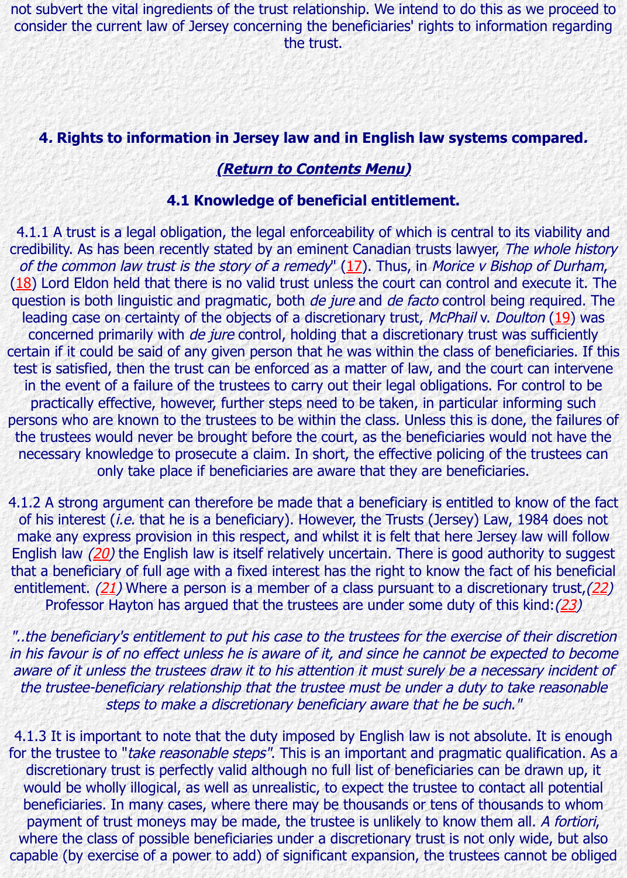not subvert the vital ingredients of the trust relationship. We intend to do this as we proceed to consider the current law of Jersey concerning the beneficiaries' rights to information regarding the trust.

## 4. Rights to information in Jersey law and in English law systems compared.

**(Return to Contents Menu)**

### 4.1 Knowledge of beneficial entitlement.

4.1.1 A trust is a legal obligation, the legal enforceability of which is central to its viability and credibility. As has been recently stated by an eminent Canadian trusts lawyer, *The whole history of the common law trust is the story of a remedy*" (17). Thus, in *Morice v Bishop of Durham*, (18) Lord Eldon held that there is no valid trust unless the court can control and execute it. The question is both linguistic and pragmatic, both *de jure* and *de facto* control being required. The leading case on certainty of the objects of a discretionary trust, *McPhail* v. *Doulton* (19) was concerned primarily with *de jure* control, holding that a discretionary trust was sufficiently certain if it could be said of any given person that he was within the class of beneficiaries. If this test is satisfied, then the trust can be enforced as a matter of law, and the court can intervene in the event of a failure of the trustees to carry out their legal obligations. For control to be practically effective, however, further steps need to be taken, in particular informing such persons who are known to the trustees to be within the class. Unless this is done, the failures of the trustees would never be brought before the court, as the beneficiaries would not have the necessary knowledge to prosecute a claim. In short, the effective policing of the trustees can only take place if beneficiaries are aware that they are beneficiaries.

4.1.2 A strong argument can therefore be made that a beneficiary is entitled to know of the fact of his interest (*i.e.* that he is a beneficiary). However, the Trusts (Jersey) Law, 1984 does not make any express provision in this respect, and whilst it is felt that here Jersey law will follow English law *(20)* the English law is itself relatively uncertain. There is good authority to suggest that a beneficiary of full age with a fixed interest has the right to know the fact of his beneficial entitlement. *(21)* Where a person is a member of a class pursuant to a discretionary trust,*(22)* Professor Hayton has argued that the trustees are under some duty of this kind:*(23)*

*"..the beneficiary's entitlement to put his case to the trustees for the exercise of their discretion in his favour is of no effect unless he is aware of it, and since he cannot be expected to become aware of it unless the trustees draw it to his attention it must surely be a necessary incident of the trustee-beneficiary relationship that the trustee must be under a duty to take reasonable steps to make a discretionary beneficiary aware that he be such."*

4.1.3 It is important to note that the duty imposed by English law is not absolute. It is enough for the trustee to "*take reasonable steps*". This is an important and pragmatic qualification. As a discretionary trust is perfectly valid although no full list of beneficiaries can be drawn up, it would be wholly illogical, as well as unrealistic, to expect the trustee to contact all potential beneficiaries. In many cases, where there may be thousands or tens of thousands to whom payment of trust moneys may be made, the trustee is unlikely to know them all. *A fortiori*, where the class of possible beneficiaries under a discretionary trust is not only wide, but also capable (by exercise of a power to add) of significant expansion, the trustees cannot be obliged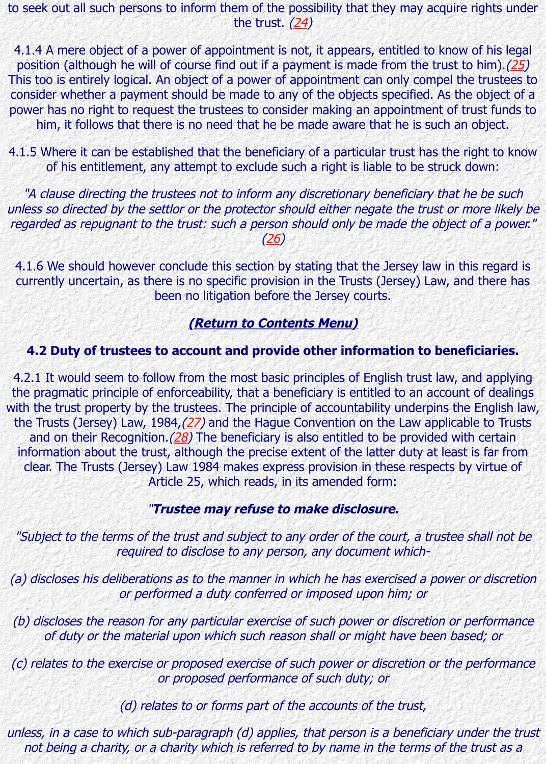to seek out all such persons to inform them of the possibility that they may acquire rights under the trust. (24)

4.1.4 A mere object of a power of appointment is not, it appears, entitled to know of his legal position (although he will of course find out if a payment is made from the trust to him).(25) This too is entirely logical. An object of a power of appointment can only compel the trustees to consider whether a payment should be made to any of the objects specified. As the object of a power has no right to request the trustees to consider making an appointment of trust funds to him, it follows that there is no need that he be made aware that he is such an object.

4.1.5 Where it can be established that the beneficiary of a particular trust has the right to know of his entitlement, any attempt to exclude such a right is liable to be struck down:

*"A clause directing the trustees not to inform any discretionary beneficiary that he be such unless so directed by the settlor or the protector should either negate the trust or more likely be regarded as repugnant to the trust: such a person should only be made the object of a power."* (26)

4.1.6 We should however conclude this section by stating that the Jersey law in this regard is currently uncertain, as there is no specific provision in the Trusts (Jersey) Law, and there has been no litigation before the Jersey courts.

**(Return to Contents Menu)**

### 4.2 Duty of trustees to account and provide other information to beneficiaries.

4.2.1 It would seem to follow from the most basic principles of English trust law, and applying the pragmatic principle of enforceability, that a beneficiary is entitled to an account of dealings with the trust property by the trustees. The principle of accountability underpins the English law, the Trusts (Jersey) Law, 1984,(27) and the Hague Convention on the Law applicable to Trusts and on their Recognition.(28) The beneficiary is also entitled to be provided with certain information about the trust, although the precise extent of the latter duty at least is far from clear. The Trusts (Jersey) Law 1984 makes express provision in these respects by virtue of Article 25, which reads, in its amended form:

"***Trustee may refuse to make disclosure.***

*"Subject to the terms of the trust and subject to any order of the court, a trustee shall not be required to disclose to any person, any document which-*

*(a) discloses his deliberations as to the manner in which he has exercised a power or discretion or performed a duty conferred or imposed upon him; or*

*(b) discloses the reason for any particular exercise of such power or discretion or performance of duty or the material upon which such reason shall or might have been based; or*

*(c) relates to the exercise or proposed exercise of such power or discretion or the performance or proposed performance of such duty; or*

*(d) relates to or forms part of the accounts of the trust,*

*unless, in a case to which sub-paragraph (d) applies, that person is a beneficiary under the trust not being a charity, or a charity which is referred to by name in the terms of the trust as a*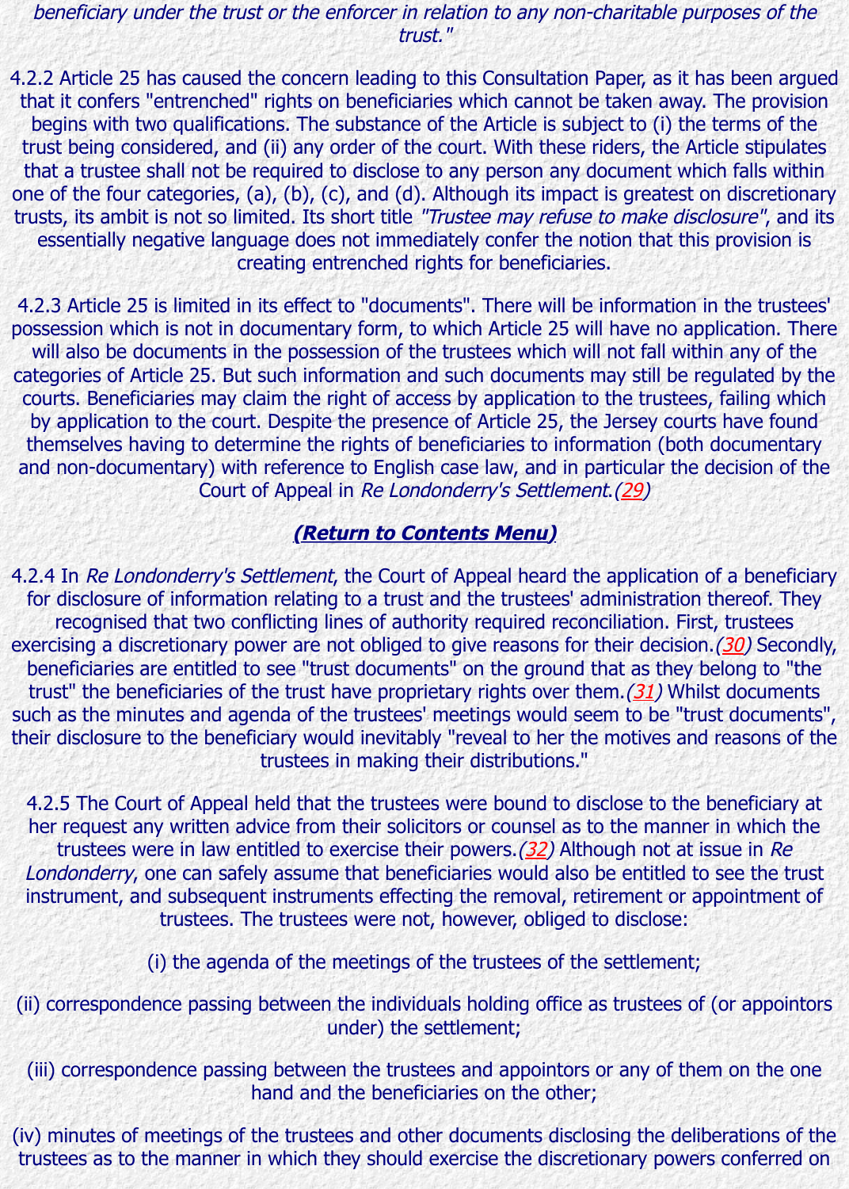*beneficiary under the trust or the enforcer in relation to any non-charitable purposes of the trust."*

4.2.2 Article 25 has caused the concern leading to this Consultation Paper, as it has been argued that it confers "entrenched" rights on beneficiaries which cannot be taken away. The provision begins with two qualifications. The substance of the Article is subject to (i) the terms of the trust being considered, and (ii) any order of the court. With these riders, the Article stipulates that a trustee shall not be required to disclose to any person any document which falls within one of the four categories, (a), (b), (c), and (d). Although its impact is greatest on discretionary trusts, its ambit is not so limited. Its short title *"Trustee may refuse to make disclosure"*, and its essentially negative language does not immediately confer the notion that this provision is creating entrenched rights for beneficiaries.

4.2.3 Article 25 is limited in its effect to "documents". There will be information in the trustees' possession which is not in documentary form, to which Article 25 will have no application. There will also be documents in the possession of the trustees which will not fall within any of the categories of Article 25. But such information and such documents may still be regulated by the courts. Beneficiaries may claim the right of access by application to the trustees, failing which by application to the court. Despite the presence of Article 25, the Jersey courts have found themselves having to determine the rights of beneficiaries to information (both documentary and non-documentary) with reference to English case law, and in particular the decision of the Court of Appeal in *Re Londonderry's Settlement.(29)*

**(Return to Contents Menu)**

4.2.4 In *Re Londonderry's Settlement*, the Court of Appeal heard the application of a beneficiary for disclosure of information relating to a trust and the trustees' administration thereof. They recognised that two conflicting lines of authority required reconciliation. First, trustees exercising a discretionary power are not obliged to give reasons for their decision.*(30)* Secondly, beneficiaries are entitled to see "trust documents" on the ground that as they belong to "the trust" the beneficiaries of the trust have proprietary rights over them.*(31)* Whilst documents such as the minutes and agenda of the trustees' meetings would seem to be "trust documents", their disclosure to the beneficiary would inevitably "reveal to her the motives and reasons of the trustees in making their distributions."

4.2.5 The Court of Appeal held that the trustees were bound to disclose to the beneficiary at her request any written advice from their solicitors or counsel as to the manner in which the trustees were in law entitled to exercise their powers.*(32)* Although not at issue in *Re Londonderry*, one can safely assume that beneficiaries would also be entitled to see the trust instrument, and subsequent instruments effecting the removal, retirement or appointment of trustees. The trustees were not, however, obliged to disclose:

(i) the agenda of the meetings of the trustees of the settlement;

(ii) correspondence passing between the individuals holding office as trustees of (or appointors under) the settlement;

(iii) correspondence passing between the trustees and appointors or any of them on the one hand and the beneficiaries on the other;

(iv) minutes of meetings of the trustees and other documents disclosing the deliberations of the trustees as to the manner in which they should exercise the discretionary powers conferred on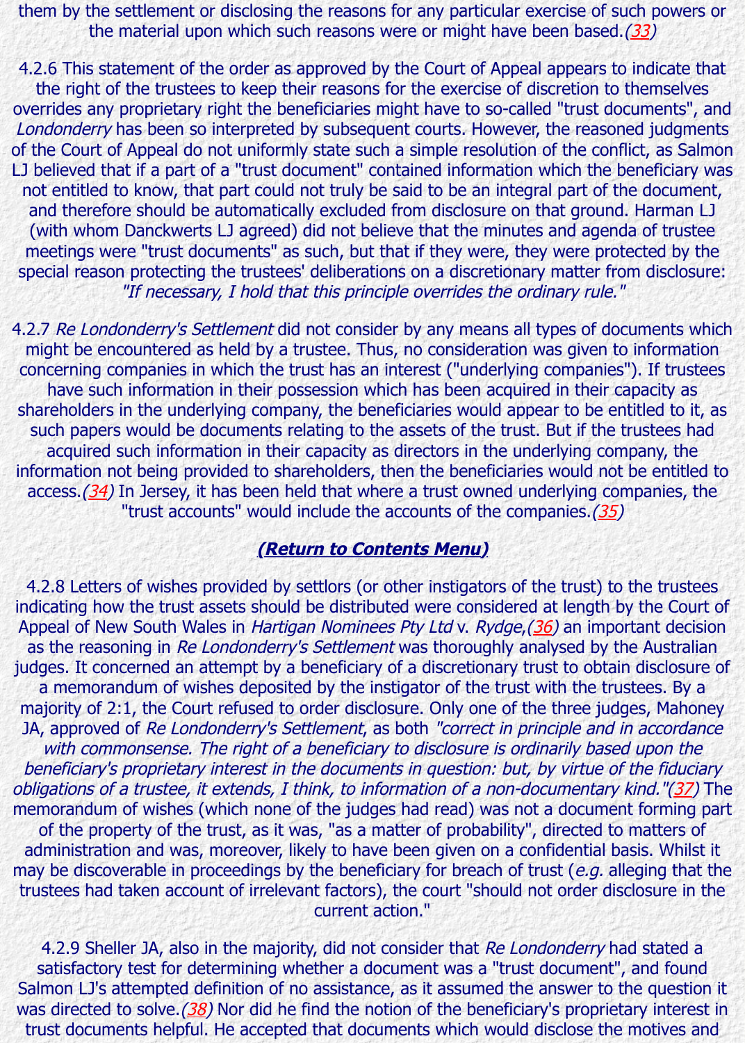them by the settlement or disclosing the reasons for any particular exercise of such powers or the material upon which such reasons were or might have been based.(33)

4.2.6 This statement of the order as approved by the Court of Appeal appears to indicate that the right of the trustees to keep their reasons for the exercise of discretion to themselves overrides any proprietary right the beneficiaries might have to so-called "trust documents", and *Londonderry* has been so interpreted by subsequent courts. However, the reasoned judgments of the Court of Appeal do not uniformly state such a simple resolution of the conflict, as Salmon LJ believed that if a part of a "trust document" contained information which the beneficiary was not entitled to know, that part could not truly be said to be an integral part of the document, and therefore should be automatically excluded from disclosure on that ground. Harman LJ (with whom Danckwerts LJ agreed) did not believe that the minutes and agenda of trustee meetings were "trust documents" as such, but that if they were, they were protected by the special reason protecting the trustees' deliberations on a discretionary matter from disclosure: *"If necessary, I hold that this principle overrides the ordinary rule."*

4.2.7 *Re Londonderry's Settlement* did not consider by any means all types of documents which might be encountered as held by a trustee. Thus, no consideration was given to information concerning companies in which the trust has an interest ("underlying companies"). If trustees have such information in their possession which has been acquired in their capacity as shareholders in the underlying company, the beneficiaries would appear to be entitled to it, as such papers would be documents relating to the assets of the trust. But if the trustees had acquired such information in their capacity as directors in the underlying company, the information not being provided to shareholders, then the beneficiaries would not be entitled to access.(34) In Jersey, it has been held that where a trust owned underlying companies, the "trust accounts" would include the accounts of the companies.(35)

**(Return to Contents Menu)**

4.2.8 Letters of wishes provided by settlors (or other instigators of the trust) to the trustees indicating how the trust assets should be distributed were considered at length by the Court of Appeal of New South Wales in *Hartigan Nominees Pty Ltd* v. *Rydge*,(36) an important decision as the reasoning in *Re Londonderry's Settlement* was thoroughly analysed by the Australian judges. It concerned an attempt by a beneficiary of a discretionary trust to obtain disclosure of a memorandum of wishes deposited by the instigator of the trust with the trustees. By a majority of 2:1, the Court refused to order disclosure. Only one of the three judges, Mahoney JA, approved of *Re Londonderry's Settlement*, as both *"correct in principle and in accordance with commonsense. The right of a beneficiary to disclosure is ordinarily based upon the beneficiary's proprietary interest in the documents in question: but, by virtue of the fiduciary obligations of a trustee, it extends, I think, to information of a non-documentary kind."*(37) The memorandum of wishes (which none of the judges had read) was not a document forming part of the property of the trust, as it was, "as a matter of probability", directed to matters of administration and was, moreover, likely to have been given on a confidential basis. Whilst it may be discoverable in proceedings by the beneficiary for breach of trust (*e.g.* alleging that the trustees had taken account of irrelevant factors), the court "should not order disclosure in the current action."

4.2.9 Sheller JA, also in the majority, did not consider that *Re Londonderry* had stated a satisfactory test for determining whether a document was a "trust document", and found Salmon LJ's attempted definition of no assistance, as it assumed the answer to the question it was directed to solve.(38) Nor did he find the notion of the beneficiary's proprietary interest in trust documents helpful. He accepted that documents which would disclose the motives and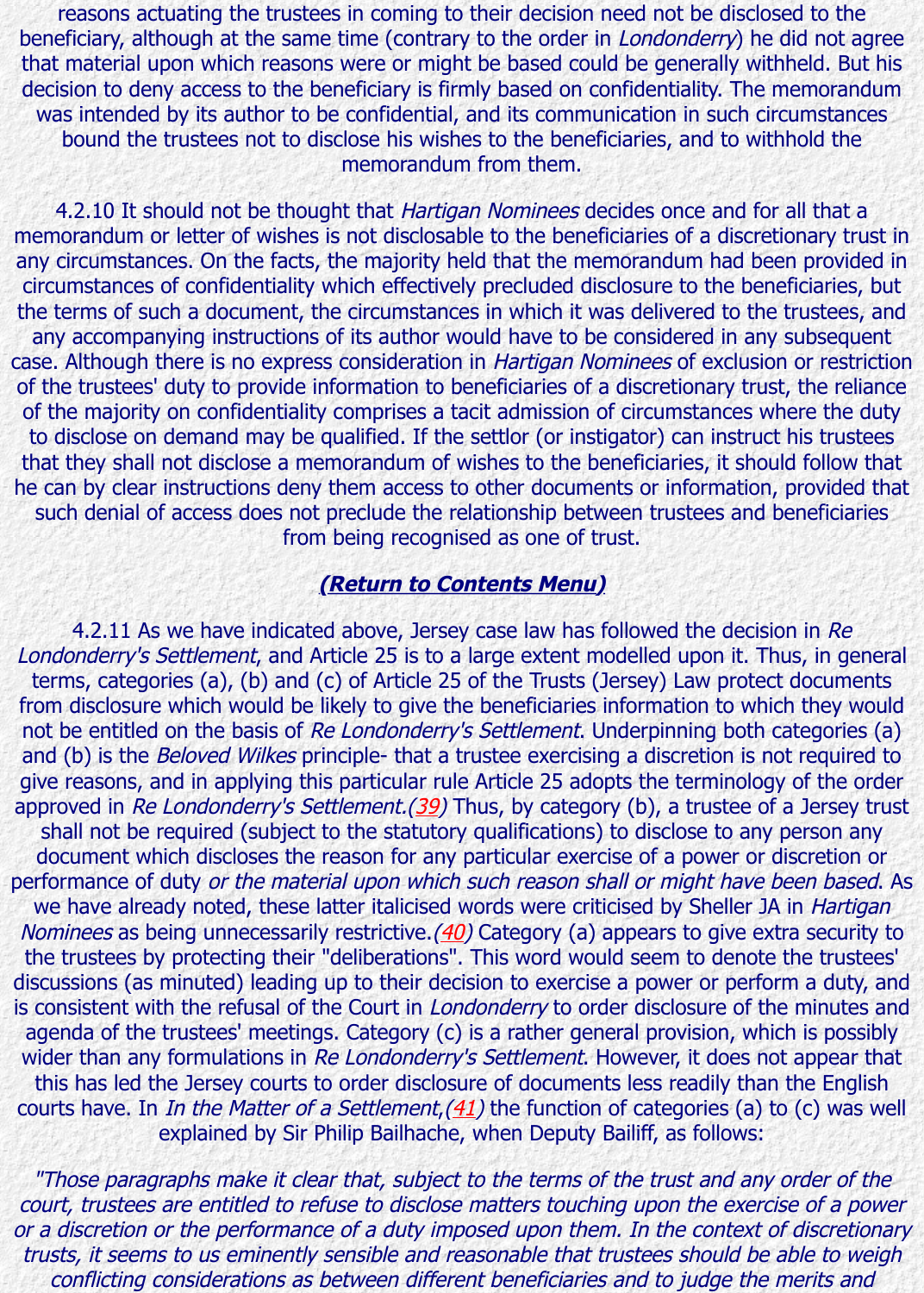reasons actuating the trustees in coming to their decision need not be disclosed to the beneficiary, although at the same time (contrary to the order in *Londonderry*) he did not agree that material upon which reasons were or might be based could be generally withheld. But his decision to deny access to the beneficiary is firmly based on confidentiality. The memorandum was intended by its author to be confidential, and its communication in such circumstances bound the trustees not to disclose his wishes to the beneficiaries, and to withhold the memorandum from them.

4.2.10 It should not be thought that *Hartigan Nominees* decides once and for all that a memorandum or letter of wishes is not disclosable to the beneficiaries of a discretionary trust in any circumstances. On the facts, the majority held that the memorandum had been provided in circumstances of confidentiality which effectively precluded disclosure to the beneficiaries, but the terms of such a document, the circumstances in which it was delivered to the trustees, and any accompanying instructions of its author would have to be considered in any subsequent case. Although there is no express consideration in *Hartigan Nominees* of exclusion or restriction of the trustees' duty to provide information to beneficiaries of a discretionary trust, the reliance of the majority on confidentiality comprises a tacit admission of circumstances where the duty to disclose on demand may be qualified. If the settlor (or instigator) can instruct his trustees that they shall not disclose a memorandum of wishes to the beneficiaries, it should follow that he can by clear instructions deny them access to other documents or information, provided that such denial of access does not preclude the relationship between trustees and beneficiaries from being recognised as one of trust.

**(Return to Contents Menu)**

4.2.11 As we have indicated above, Jersey case law has followed the decision in *Re Londonderry's Settlement*, and Article 25 is to a large extent modelled upon it. Thus, in general terms, categories (a), (b) and (c) of Article 25 of the Trusts (Jersey) Law protect documents from disclosure which would be likely to give the beneficiaries information to which they would not be entitled on the basis of *Re Londonderry's Settlement*. Underpinning both categories (a) and (b) is the *Beloved Wilkes* principle- that a trustee exercising a discretion is not required to give reasons, and in applying this particular rule Article 25 adopts the terminology of the order approved in *Re Londonderry's Settlement*.(39) Thus, by category (b), a trustee of a Jersey trust shall not be required (subject to the statutory qualifications) to disclose to any person any document which discloses the reason for any particular exercise of a power or discretion or performance of duty *or the material upon which such reason shall or might have been based*. As we have already noted, these latter italicised words were criticised by Sheller JA in *Hartigan Nominees* as being unnecessarily restrictive.(40) Category (a) appears to give extra security to the trustees by protecting their "deliberations". This word would seem to denote the trustees' discussions (as minuted) leading up to their decision to exercise a power or perform a duty, and is consistent with the refusal of the Court in *Londonderry* to order disclosure of the minutes and agenda of the trustees' meetings. Category (c) is a rather general provision, which is possibly wider than any formulations in *Re Londonderry's Settlement*. However, it does not appear that this has led the Jersey courts to order disclosure of documents less readily than the English courts have. In *In the Matter of a Settlement*,(41) the function of categories (a) to (c) was well explained by Sir Philip Bailhache, when Deputy Bailiff, as follows:

*"Those paragraphs make it clear that, subject to the terms of the trust and any order of the court, trustees are entitled to refuse to disclose matters touching upon the exercise of a power or a discretion or the performance of a duty imposed upon them. In the context of discretionary trusts, it seems to us eminently sensible and reasonable that trustees should be able to weigh conflicting considerations as between different beneficiaries and to judge the merits and*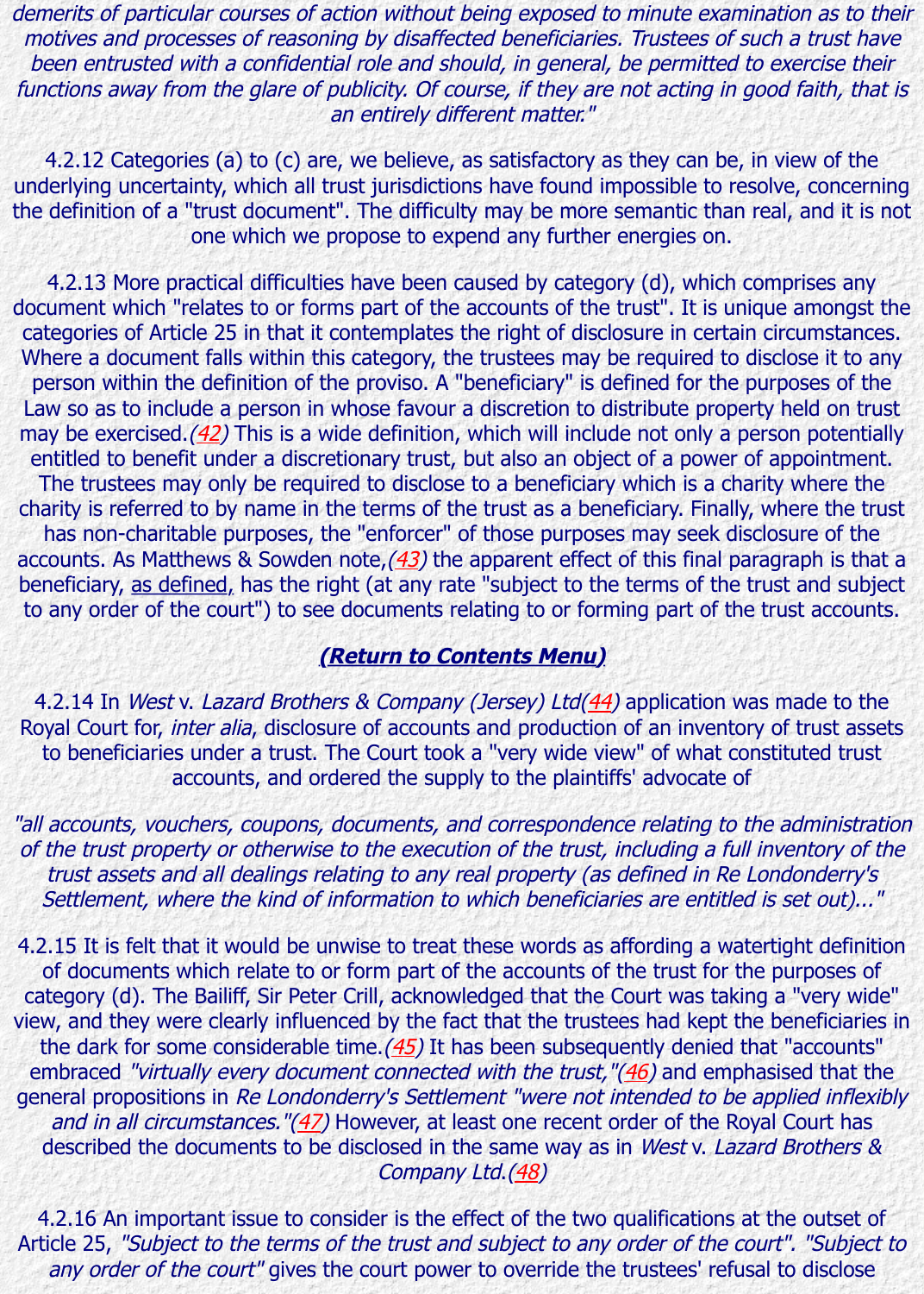*demerits of particular courses of action without being exposed to minute examination as to their motives and processes of reasoning by disaffected beneficiaries. Trustees of such a trust have been entrusted with a confidential role and should, in general, be permitted to exercise their functions away from the glare of publicity. Of course, if they are not acting in good faith, that is an entirely different matter."*

4.2.12 Categories (a) to (c) are, we believe, as satisfactory as they can be, in view of the underlying uncertainty, which all trust jurisdictions have found impossible to resolve, concerning the definition of a "trust document". The difficulty may be more semantic than real, and it is not one which we propose to expend any further energies on.

4.2.13 More practical difficulties have been caused by category (d), which comprises any document which "relates to or forms part of the accounts of the trust". It is unique amongst the categories of Article 25 in that it contemplates the right of disclosure in certain circumstances. Where a document falls within this category, the trustees may be required to disclose it to any person within the definition of the proviso. A "beneficiary" is defined for the purposes of the Law so as to include a person in whose favour a discretion to distribute property held on trust may be exercised.*(42)* This is a wide definition, which will include not only a person potentially entitled to benefit under a discretionary trust, but also an object of a power of appointment. The trustees may only be required to disclose to a beneficiary which is a charity where the charity is referred to by name in the terms of the trust as a beneficiary. Finally, where the trust has non-charitable purposes, the "enforcer" of those purposes may seek disclosure of the accounts. As Matthews & Sowden note,*(43)* the apparent effect of this final paragraph is that a beneficiary, as defined, has the right (at any rate "subject to the terms of the trust and subject to any order of the court") to see documents relating to or forming part of the trust accounts.

**(Return to Contents Menu)**

4.2.14 In *West* v. *Lazard Brothers & Company (Jersey) Ltd(44)* application was made to the Royal Court for, *inter alia*, disclosure of accounts and production of an inventory of trust assets to beneficiaries under a trust. The Court took a "very wide view" of what constituted trust accounts, and ordered the supply to the plaintiffs' advocate of

*"all accounts, vouchers, coupons, documents, and correspondence relating to the administration of the trust property or otherwise to the execution of the trust, including a full inventory of the trust assets and all dealings relating to any real property (as defined in Re Londonderry's Settlement, where the kind of information to which beneficiaries are entitled is set out)..."*

4.2.15 It is felt that it would be unwise to treat these words as affording a watertight definition of documents which relate to or form part of the accounts of the trust for the purposes of category (d). The Bailiff, Sir Peter Crill, acknowledged that the Court was taking a "very wide" view, and they were clearly influenced by the fact that the trustees had kept the beneficiaries in the dark for some considerable time.*(45)* It has been subsequently denied that "accounts" embraced *"virtually every document connected with the trust,"(46)* and emphasised that the general propositions in *Re Londonderry's Settlement "were not intended to be applied inflexibly and in all circumstances."(47)* However, at least one recent order of the Royal Court has described the documents to be disclosed in the same way as in *West* v. *Lazard Brothers & Company Ltd.(48)*

4.2.16 An important issue to consider is the effect of the two qualifications at the outset of Article 25, *"Subject to the terms of the trust and subject to any order of the court"*. *"Subject to any order of the court"* gives the court power to override the trustees' refusal to disclose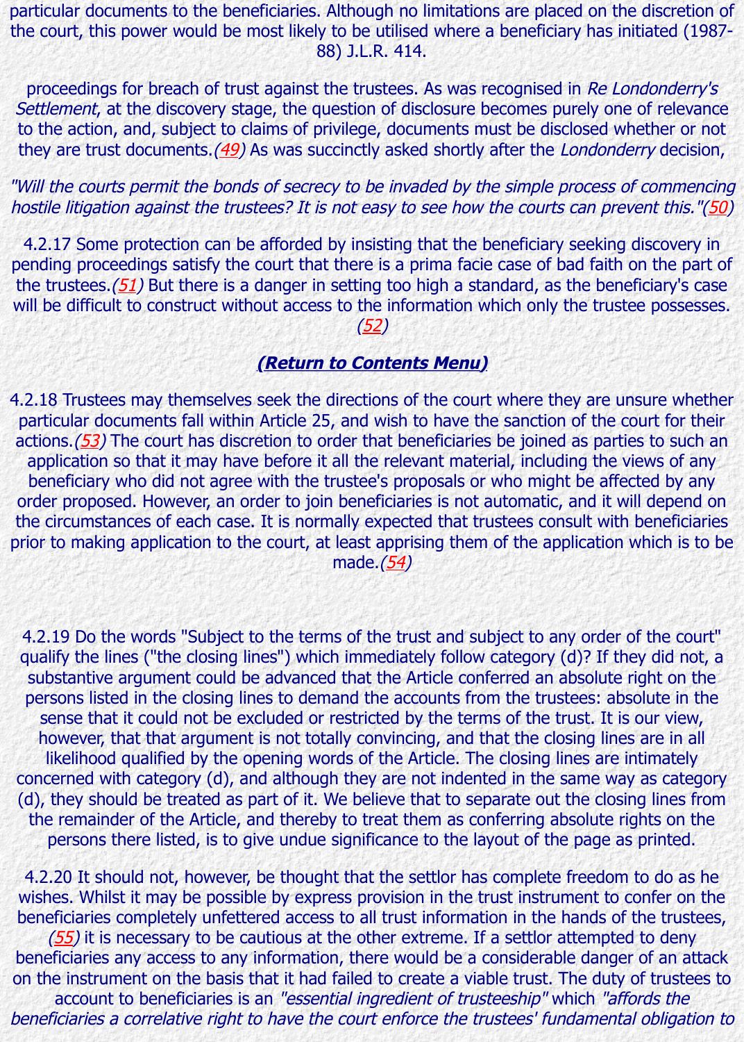particular documents to the beneficiaries. Although no limitations are placed on the discretion of the court, this power would be most likely to be utilised where a beneficiary has initiated (1987-88) J.L.R. 414.

proceedings for breach of trust against the trustees. As was recognised in *Re Londonderry's Settlement*, at the discovery stage, the question of disclosure becomes purely one of relevance to the action, and, subject to claims of privilege, documents must be disclosed whether or not they are trust documents.*(49)* As was succinctly asked shortly after the *Londonderry* decision,

*"Will the courts permit the bonds of secrecy to be invaded by the simple process of commencing hostile litigation against the trustees? It is not easy to see how the courts can prevent this."(50)*

4.2.17 Some protection can be afforded by insisting that the beneficiary seeking discovery in pending proceedings satisfy the court that there is a prima facie case of bad faith on the part of the trustees.*(51)* But there is a danger in setting too high a standard, as the beneficiary's case will be difficult to construct without access to the information which only the trustee possesses. *(52)*

***(Return to Contents Menu)***

4.2.18 Trustees may themselves seek the directions of the court where they are unsure whether particular documents fall within Article 25, and wish to have the sanction of the court for their actions.*(53)* The court has discretion to order that beneficiaries be joined as parties to such an application so that it may have before it all the relevant material, including the views of any beneficiary who did not agree with the trustee's proposals or who might be affected by any order proposed. However, an order to join beneficiaries is not automatic, and it will depend on the circumstances of each case. It is normally expected that trustees consult with beneficiaries prior to making application to the court, at least apprising them of the application which is to be made.*(54)*

4.2.19 Do the words "Subject to the terms of the trust and subject to any order of the court" qualify the lines ("the closing lines") which immediately follow category (d)? If they did not, a substantive argument could be advanced that the Article conferred an absolute right on the persons listed in the closing lines to demand the accounts from the trustees: absolute in the sense that it could not be excluded or restricted by the terms of the trust. It is our view, however, that that argument is not totally convincing, and that the closing lines are in all likelihood qualified by the opening words of the Article. The closing lines are intimately concerned with category (d), and although they are not indented in the same way as category (d), they should be treated as part of it. We believe that to separate out the closing lines from the remainder of the Article, and thereby to treat them as conferring absolute rights on the persons there listed, is to give undue significance to the layout of the page as printed.

4.2.20 It should not, however, be thought that the settlor has complete freedom to do as he wishes. Whilst it may be possible by express provision in the trust instrument to confer on the beneficiaries completely unfettered access to all trust information in the hands of the trustees, *(55)* it is necessary to be cautious at the other extreme. If a settlor attempted to deny beneficiaries any access to any information, there would be a considerable danger of an attack on the instrument on the basis that it had failed to create a viable trust. The duty of trustees to account to beneficiaries is an *"essential ingredient of trusteeship"* which *"affords the beneficiaries a correlative right to have the court enforce the trustees' fundamental obligation to*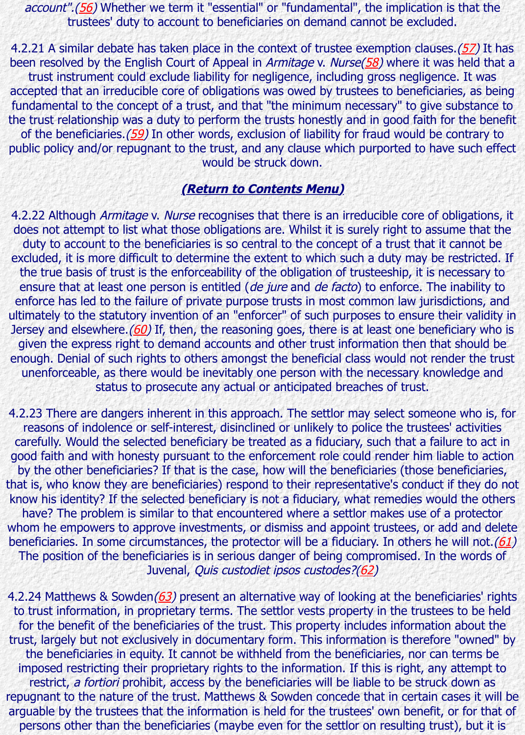*account".(56)* Whether we term it "essential" or "fundamental", the implication is that the trustees' duty to account to beneficiaries on demand cannot be excluded.

4.2.21 A similar debate has taken place in the context of trustee exemption clauses.*(57)* It has been resolved by the English Court of Appeal in *Armitage* v. *Nurse(58)* where it was held that a trust instrument could exclude liability for negligence, including gross negligence. It was accepted that an irreducible core of obligations was owed by trustees to beneficiaries, as being fundamental to the concept of a trust, and that "the minimum necessary" to give substance to the trust relationship was a duty to perform the trusts honestly and in good faith for the benefit of the beneficiaries.*(59)* In other words, exclusion of liability for fraud would be contrary to public policy and/or repugnant to the trust, and any clause which purported to have such effect would be struck down.

***(Return to Contents Menu)***

4.2.22 Although *Armitage* v. *Nurse* recognises that there is an irreducible core of obligations, it does not attempt to list what those obligations are. Whilst it is surely right to assume that the duty to account to the beneficiaries is so central to the concept of a trust that it cannot be excluded, it is more difficult to determine the extent to which such a duty may be restricted. If the true basis of trust is the enforceability of the obligation of trusteeship, it is necessary to ensure that at least one person is entitled (*de jure* and *de facto*) to enforce. The inability to enforce has led to the failure of private purpose trusts in most common law jurisdictions, and ultimately to the statutory invention of an "enforcer" of such purposes to ensure their validity in Jersey and elsewhere.*(60)* If, then, the reasoning goes, there is at least one beneficiary who is given the express right to demand accounts and other trust information then that should be enough. Denial of such rights to others amongst the beneficial class would not render the trust unenforceable, as there would be inevitably one person with the necessary knowledge and status to prosecute any actual or anticipated breaches of trust.

4.2.23 There are dangers inherent in this approach. The settlor may select someone who is, for reasons of indolence or self-interest, disinclined or unlikely to police the trustees' activities carefully. Would the selected beneficiary be treated as a fiduciary, such that a failure to act in good faith and with honesty pursuant to the enforcement role could render him liable to action by the other beneficiaries? If that is the case, how will the beneficiaries (those beneficiaries, that is, who know they are beneficiaries) respond to their representative's conduct if they do not know his identity? If the selected beneficiary is not a fiduciary, what remedies would the others have? The problem is similar to that encountered where a settlor makes use of a protector whom he empowers to approve investments, or dismiss and appoint trustees, or add and delete beneficiaries. In some circumstances, the protector will be a fiduciary. In others he will not.*(61)* The position of the beneficiaries is in serious danger of being compromised. In the words of Juvenal, *Quis custodiet ipsos custodes?(62)*

4.2.24 Matthews & Sowden*(63)* present an alternative way of looking at the beneficiaries' rights to trust information, in proprietary terms. The settlor vests property in the trustees to be held for the benefit of the beneficiaries of the trust. This property includes information about the trust, largely but not exclusively in documentary form. This information is therefore "owned" by the beneficiaries in equity. It cannot be withheld from the beneficiaries, nor can terms be imposed restricting their proprietary rights to the information. If this is right, any attempt to restrict, *a fortiori* prohibit, access by the beneficiaries will be liable to be struck down as repugnant to the nature of the trust. Matthews & Sowden concede that in certain cases it will be arguable by the trustees that the information is held for the trustees' own benefit, or for that of persons other than the beneficiaries (maybe even for the settlor on resulting trust), but it is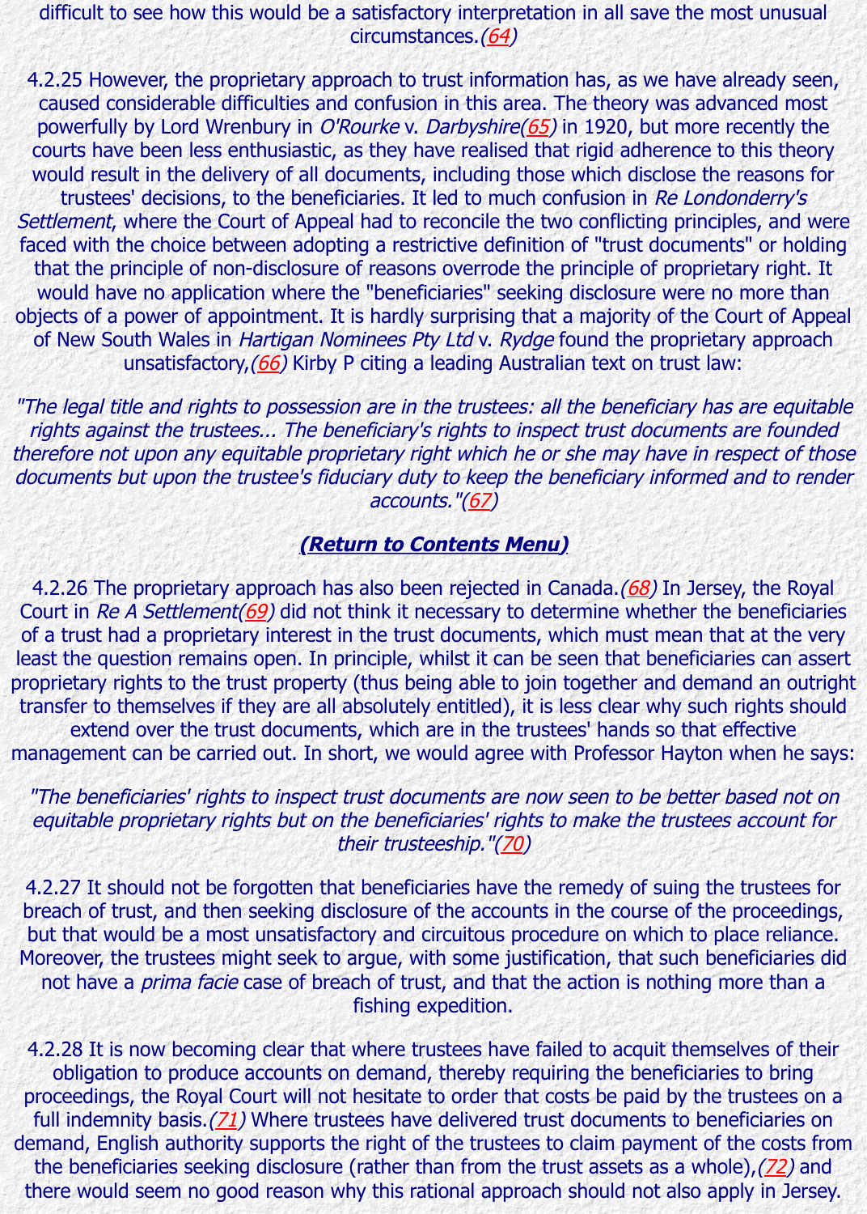difficult to see how this would be a satisfactory interpretation in all save the most unusual circumstances.(64)

4.2.25 However, the proprietary approach to trust information has, as we have already seen, caused considerable difficulties and confusion in this area. The theory was advanced most powerfully by Lord Wrenbury in *O'Rourke* v. *Darbyshire*(65) in 1920, but more recently the courts have been less enthusiastic, as they have realised that rigid adherence to this theory would result in the delivery of all documents, including those which disclose the reasons for trustees' decisions, to the beneficiaries. It led to much confusion in *Re Londonderry's Settlement*, where the Court of Appeal had to reconcile the two conflicting principles, and were faced with the choice between adopting a restrictive definition of "trust documents" or holding that the principle of non-disclosure of reasons overrode the principle of proprietary right. It would have no application where the "beneficiaries" seeking disclosure were no more than objects of a power of appointment. It is hardly surprising that a majority of the Court of Appeal of New South Wales in *Hartigan Nominees Pty Ltd* v. *Rydge* found the proprietary approach unsatisfactory,(66) Kirby P citing a leading Australian text on trust law:

*"The legal title and rights to possession are in the trustees: all the beneficiary has are equitable rights against the trustees... The beneficiary's rights to inspect trust documents are founded therefore not upon any equitable proprietary right which he or she may have in respect of those documents but upon the trustee's fiduciary duty to keep the beneficiary informed and to render accounts."(67)*

**(Return to Contents Menu)**

4.2.26 The proprietary approach has also been rejected in Canada.(68) In Jersey, the Royal Court in *Re A Settlement*(69) did not think it necessary to determine whether the beneficiaries of a trust had a proprietary interest in the trust documents, which must mean that at the very least the question remains open. In principle, whilst it can be seen that beneficiaries can assert proprietary rights to the trust property (thus being able to join together and demand an outright transfer to themselves if they are all absolutely entitled), it is less clear why such rights should extend over the trust documents, which are in the trustees' hands so that effective management can be carried out. In short, we would agree with Professor Hayton when he says:

*"The beneficiaries' rights to inspect trust documents are now seen to be better based not on equitable proprietary rights but on the beneficiaries' rights to make the trustees account for their trusteeship."(70)*

4.2.27 It should not be forgotten that beneficiaries have the remedy of suing the trustees for breach of trust, and then seeking disclosure of the accounts in the course of the proceedings, but that would be a most unsatisfactory and circuitous procedure on which to place reliance. Moreover, the trustees might seek to argue, with some justification, that such beneficiaries did not have a *prima facie* case of breach of trust, and that the action is nothing more than a fishing expedition.

4.2.28 It is now becoming clear that where trustees have failed to acquit themselves of their obligation to produce accounts on demand, thereby requiring the beneficiaries to bring proceedings, the Royal Court will not hesitate to order that costs be paid by the trustees on a full indemnity basis.(71) Where trustees have delivered trust documents to beneficiaries on demand, English authority supports the right of the trustees to claim payment of the costs from the beneficiaries seeking disclosure (rather than from the trust assets as a whole),(72) and there would seem no good reason why this rational approach should not also apply in Jersey.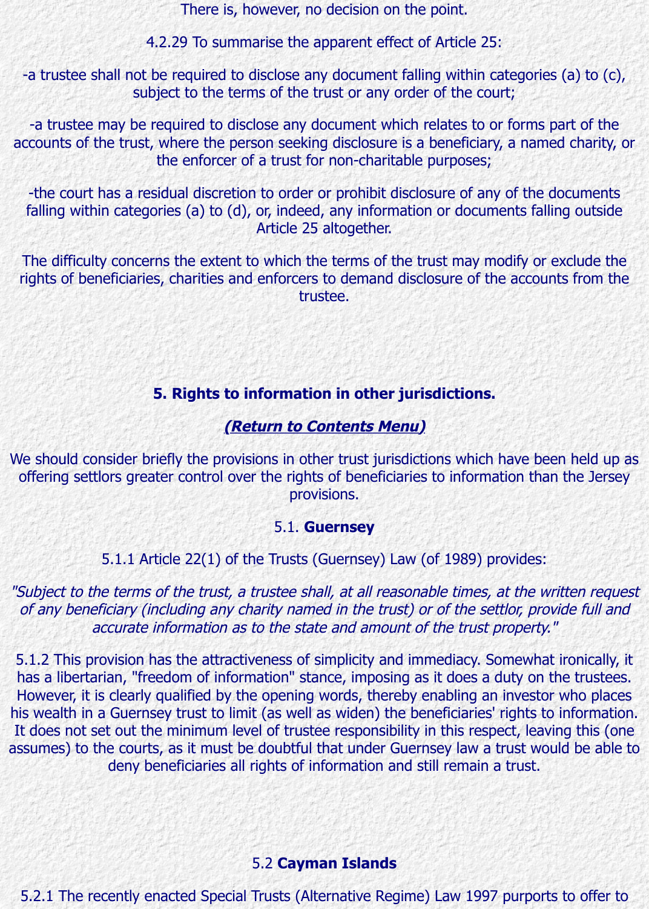There is, however, no decision on the point.

4.2.29 To summarise the apparent effect of Article 25:

-a trustee shall not be required to disclose any document falling within categories (a) to (c), subject to the terms of the trust or any order of the court;

-a trustee may be required to disclose any document which relates to or forms part of the accounts of the trust, where the person seeking disclosure is a beneficiary, a named charity, or the enforcer of a trust for non-charitable purposes;

-the court has a residual discretion to order or prohibit disclosure of any of the documents falling within categories (a) to (d), or, indeed, any information or documents falling outside Article 25 altogether.

The difficulty concerns the extent to which the terms of the trust may modify or exclude the rights of beneficiaries, charities and enforcers to demand disclosure of the accounts from the trustee.

## 5. Rights to information in other jurisdictions.

***(Return to Contents Menu)***

We should consider briefly the provisions in other trust jurisdictions which have been held up as offering settlors greater control over the rights of beneficiaries to information than the Jersey provisions.

### 5.1. **Guernsey**

5.1.1 Article 22(1) of the Trusts (Guernsey) Law (of 1989) provides:

*"Subject to the terms of the trust, a trustee shall, at all reasonable times, at the written request of any beneficiary (including any charity named in the trust) or of the settlor, provide full and accurate information as to the state and amount of the trust property."*

5.1.2 This provision has the attractiveness of simplicity and immediacy. Somewhat ironically, it has a libertarian, "freedom of information" stance, imposing as it does a duty on the trustees. However, it is clearly qualified by the opening words, thereby enabling an investor who places his wealth in a Guernsey trust to limit (as well as widen) the beneficiaries' rights to information. It does not set out the minimum level of trustee responsibility in this respect, leaving this (one assumes) to the courts, as it must be doubtful that under Guernsey law a trust would be able to deny beneficiaries all rights of information and still remain a trust.

### 5.2 **Cayman Islands**

5.2.1 The recently enacted Special Trusts (Alternative Regime) Law 1997 purports to offer to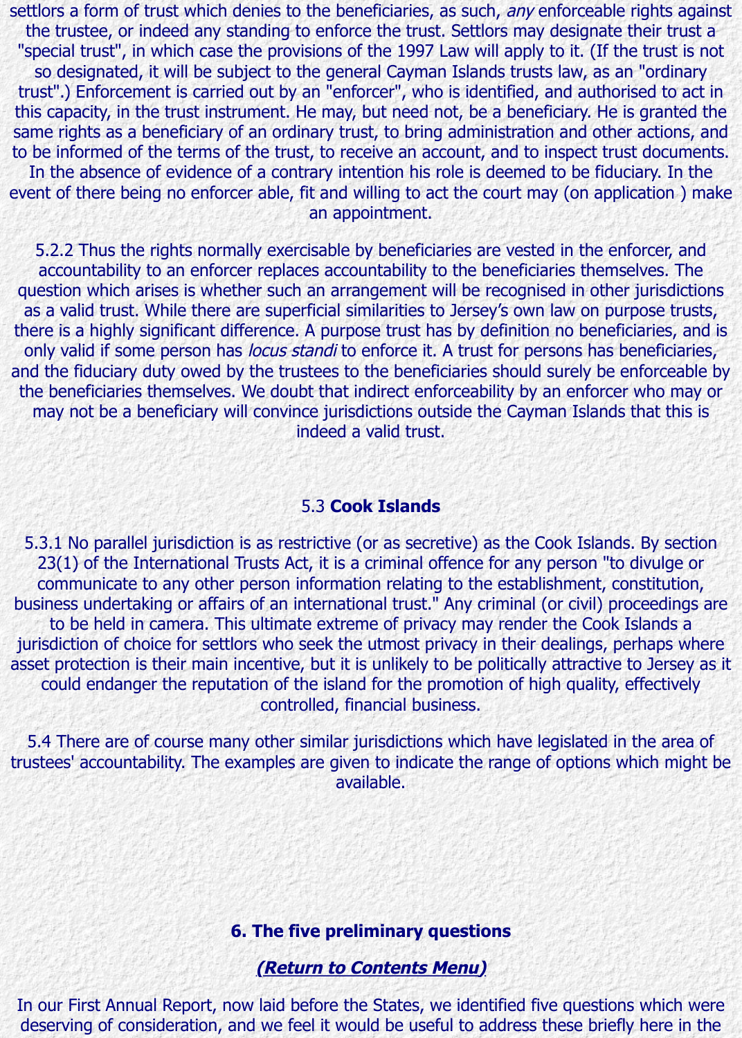settlors a form of trust which denies to the beneficiaries, as such, *any* enforceable rights against the trustee, or indeed any standing to enforce the trust. Settlors may designate their trust a "special trust", in which case the provisions of the 1997 Law will apply to it. (If the trust is not so designated, it will be subject to the general Cayman Islands trusts law, as an "ordinary trust".) Enforcement is carried out by an "enforcer", who is identified, and authorised to act in this capacity, in the trust instrument. He may, but need not, be a beneficiary. He is granted the same rights as a beneficiary of an ordinary trust, to bring administration and other actions, and to be informed of the terms of the trust, to receive an account, and to inspect trust documents. In the absence of evidence of a contrary intention his role is deemed to be fiduciary. In the event of there being no enforcer able, fit and willing to act the court may (on application ) make an appointment.

5.2.2 Thus the rights normally exercisable by beneficiaries are vested in the enforcer, and accountability to an enforcer replaces accountability to the beneficiaries themselves. The question which arises is whether such an arrangement will be recognised in other jurisdictions as a valid trust. While there are superficial similarities to Jersey's own law on purpose trusts, there is a highly significant difference. A purpose trust has by definition no beneficiaries, and is only valid if some person has *locus standi* to enforce it. A trust for persons has beneficiaries, and the fiduciary duty owed by the trustees to the beneficiaries should surely be enforceable by the beneficiaries themselves. We doubt that indirect enforceability by an enforcer who may or may not be a beneficiary will convince jurisdictions outside the Cayman Islands that this is indeed a valid trust.

### 5.3 **Cook Islands**

5.3.1 No parallel jurisdiction is as restrictive (or as secretive) as the Cook Islands. By section 23(1) of the International Trusts Act, it is a criminal offence for any person "to divulge or communicate to any other person information relating to the establishment, constitution, business undertaking or affairs of an international trust." Any criminal (or civil) proceedings are to be held in camera. This ultimate extreme of privacy may render the Cook Islands a jurisdiction of choice for settlors who seek the utmost privacy in their dealings, perhaps where asset protection is their main incentive, but it is unlikely to be politically attractive to Jersey as it could endanger the reputation of the island for the promotion of high quality, effectively controlled, financial business.

5.4 There are of course many other similar jurisdictions which have legislated in the area of trustees' accountability. The examples are given to indicate the range of options which might be available.

## 6. The five preliminary questions

***(Return to Contents Menu)***

In our First Annual Report, now laid before the States, we identified five questions which were deserving of consideration, and we feel it would be useful to address these briefly here in the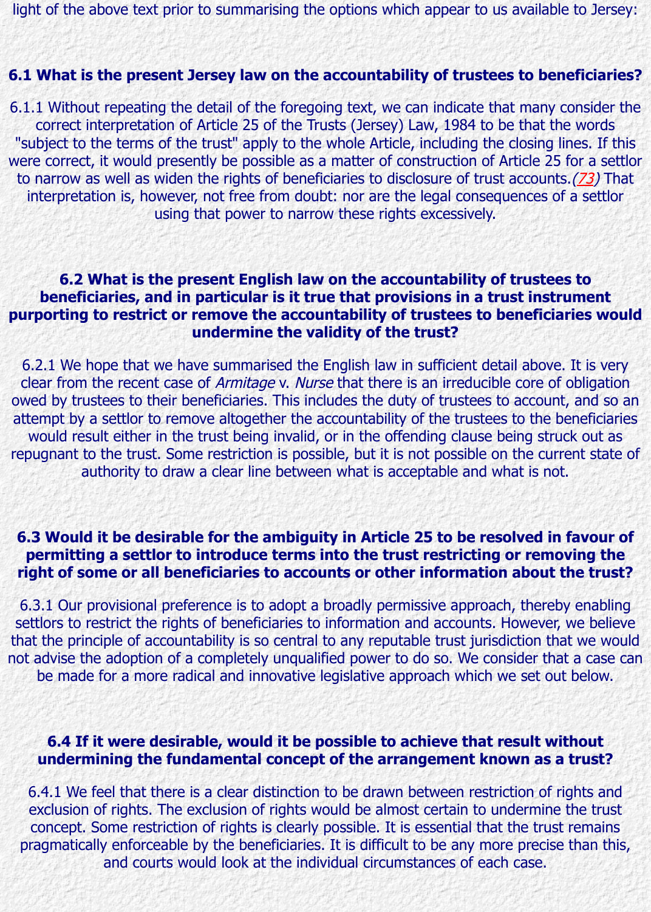light of the above text prior to summarising the options which appear to us available to Jersey:

### 6.1 What is the present Jersey law on the accountability of trustees to beneficiaries?

6.1.1 Without repeating the detail of the foregoing text, we can indicate that many consider the correct interpretation of Article 25 of the Trusts (Jersey) Law, 1984 to be that the words "subject to the terms of the trust" apply to the whole Article, including the closing lines. If this were correct, it would presently be possible as a matter of construction of Article 25 for a settlor to narrow as well as widen the rights of beneficiaries to disclosure of trust accounts.(73) That interpretation is, however, not free from doubt: nor are the legal consequences of a settlor using that power to narrow these rights excessively.

### 6.2 What is the present English law on the accountability of trustees to beneficiaries, and in particular is it true that provisions in a trust instrument purporting to restrict or remove the accountability of trustees to beneficiaries would undermine the validity of the trust?

6.2.1 We hope that we have summarised the English law in sufficient detail above. It is very clear from the recent case of *Armitage* v. *Nurse* that there is an irreducible core of obligation owed by trustees to their beneficiaries. This includes the duty of trustees to account, and so an attempt by a settlor to remove altogether the accountability of the trustees to the beneficiaries would result either in the trust being invalid, or in the offending clause being struck out as repugnant to the trust. Some restriction is possible, but it is not possible on the current state of authority to draw a clear line between what is acceptable and what is not.

### 6.3 Would it be desirable for the ambiguity in Article 25 to be resolved in favour of permitting a settlor to introduce terms into the trust restricting or removing the right of some or all beneficiaries to accounts or other information about the trust?

6.3.1 Our provisional preference is to adopt a broadly permissive approach, thereby enabling settlors to restrict the rights of beneficiaries to information and accounts. However, we believe that the principle of accountability is so central to any reputable trust jurisdiction that we would not advise the adoption of a completely unqualified power to do so. We consider that a case can be made for a more radical and innovative legislative approach which we set out below.

### 6.4 If it were desirable, would it be possible to achieve that result without undermining the fundamental concept of the arrangement known as a trust?

6.4.1 We feel that there is a clear distinction to be drawn between restriction of rights and exclusion of rights. The exclusion of rights would be almost certain to undermine the trust concept. Some restriction of rights is clearly possible. It is essential that the trust remains pragmatically enforceable by the beneficiaries. It is difficult to be any more precise than this, and courts would look at the individual circumstances of each case.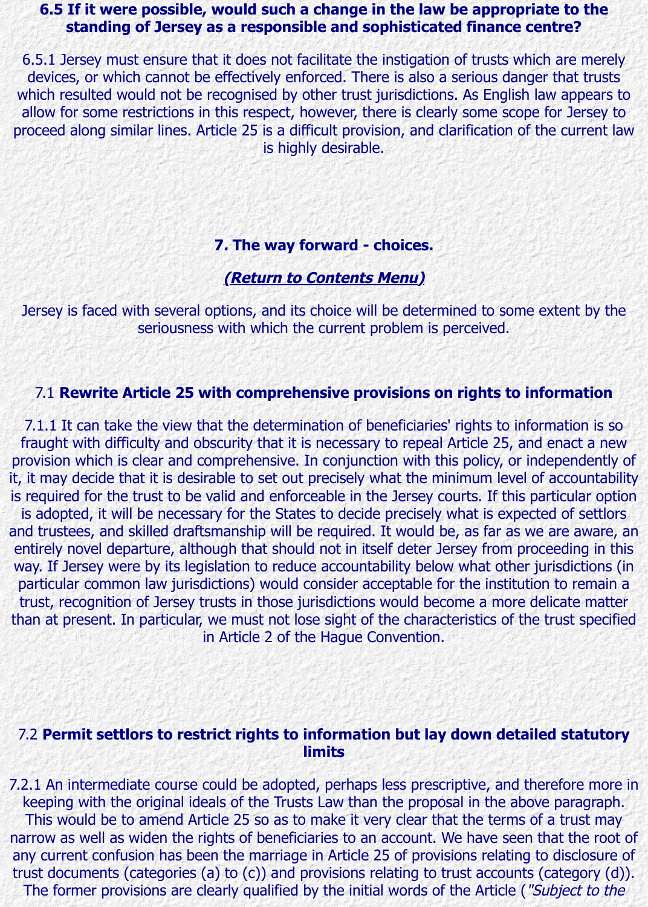### 6.5 If it were possible, would such a change in the law be appropriate to the standing of Jersey as a responsible and sophisticated finance centre?

6.5.1 Jersey must ensure that it does not facilitate the instigation of trusts which are merely devices, or which cannot be effectively enforced. There is also a serious danger that trusts which resulted would not be recognised by other trust jurisdictions. As English law appears to allow for some restrictions in this respect, however, there is clearly some scope for Jersey to proceed along similar lines. Article 25 is a difficult provision, and clarification of the current law is highly desirable.

## 7. The way forward - choices.

***(Return to Contents Menu)***

Jersey is faced with several options, and its choice will be determined to some extent by the seriousness with which the current problem is perceived.

### 7.1 **Rewrite Article 25 with comprehensive provisions on rights to information**

7.1.1 It can take the view that the determination of beneficiaries' rights to information is so fraught with difficulty and obscurity that it is necessary to repeal Article 25, and enact a new provision which is clear and comprehensive. In conjunction with this policy, or independently of it, it may decide that it is desirable to set out precisely what the minimum level of accountability is required for the trust to be valid and enforceable in the Jersey courts. If this particular option is adopted, it will be necessary for the States to decide precisely what is expected of settlors and trustees, and skilled draftsmanship will be required. It would be, as far as we are aware, an entirely novel departure, although that should not in itself deter Jersey from proceeding in this way. If Jersey were by its legislation to reduce accountability below what other jurisdictions (in particular common law jurisdictions) would consider acceptable for the institution to remain a trust, recognition of Jersey trusts in those jurisdictions would become a more delicate matter than at present. In particular, we must not lose sight of the characteristics of the trust specified in Article 2 of the Hague Convention.

### 7.2 **Permit settlors to restrict rights to information but lay down detailed statutory limits**

7.2.1 An intermediate course could be adopted, perhaps less prescriptive, and therefore more in keeping with the original ideals of the Trusts Law than the proposal in the above paragraph. This would be to amend Article 25 so as to make it very clear that the terms of a trust may narrow as well as widen the rights of beneficiaries to an account. We have seen that the root of any current confusion has been the marriage in Article 25 of provisions relating to disclosure of trust documents (categories (a) to (c)) and provisions relating to trust accounts (category (d)). The former provisions are clearly qualified by the initial words of the Article (*"Subject to the*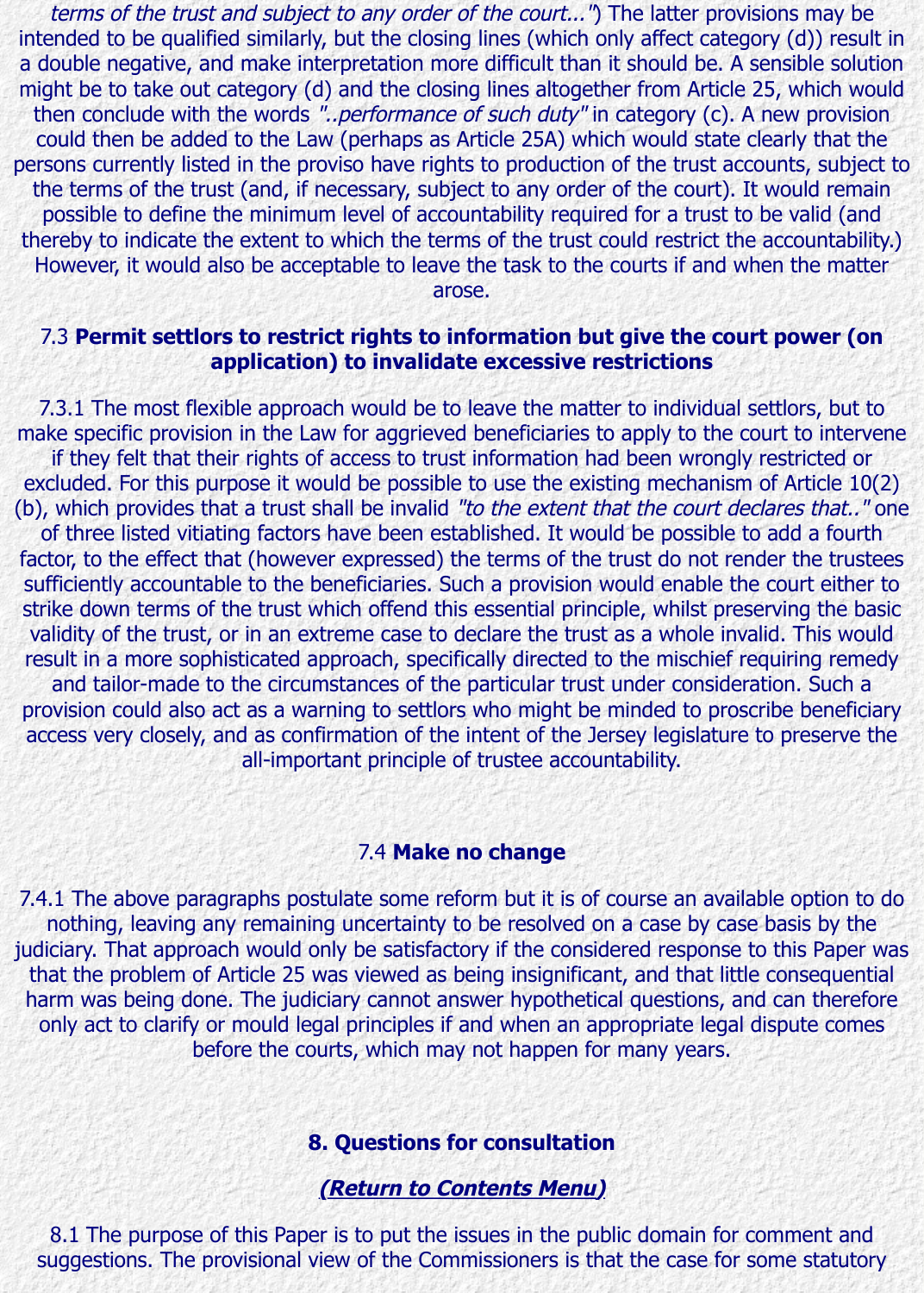*terms of the trust and subject to any order of the court..."*) The latter provisions may be intended to be qualified similarly, but the closing lines (which only affect category (d)) result in a double negative, and make interpretation more difficult than it should be. A sensible solution might be to take out category (d) and the closing lines altogether from Article 25, which would then conclude with the words *"..performance of such duty"* in category (c). A new provision could then be added to the Law (perhaps as Article 25A) which would state clearly that the persons currently listed in the proviso have rights to production of the trust accounts, subject to the terms of the trust (and, if necessary, subject to any order of the court). It would remain possible to define the minimum level of accountability required for a trust to be valid (and thereby to indicate the extent to which the terms of the trust could restrict the accountability.) However, it would also be acceptable to leave the task to the courts if and when the matter arose.

### 7.3 **Permit settlors to restrict rights to information but give the court power (on application) to invalidate excessive restrictions**

7.3.1 The most flexible approach would be to leave the matter to individual settlors, but to make specific provision in the Law for aggrieved beneficiaries to apply to the court to intervene if they felt that their rights of access to trust information had been wrongly restricted or excluded. For this purpose it would be possible to use the existing mechanism of Article 10(2)(b), which provides that a trust shall be invalid *"to the extent that the court declares that.."* one of three listed vitiating factors have been established. It would be possible to add a fourth factor, to the effect that (however expressed) the terms of the trust do not render the trustees sufficiently accountable to the beneficiaries. Such a provision would enable the court either to strike down terms of the trust which offend this essential principle, whilst preserving the basic validity of the trust, or in an extreme case to declare the trust as a whole invalid. This would result in a more sophisticated approach, specifically directed to the mischief requiring remedy and tailor-made to the circumstances of the particular trust under consideration. Such a provision could also act as a warning to settlors who might be minded to proscribe beneficiary access very closely, and as confirmation of the intent of the Jersey legislature to preserve the all-important principle of trustee accountability.

### 7.4 **Make no change**

7.4.1 The above paragraphs postulate some reform but it is of course an available option to do nothing, leaving any remaining uncertainty to be resolved on a case by case basis by the judiciary. That approach would only be satisfactory if the considered response to this Paper was that the problem of Article 25 was viewed as being insignificant, and that little consequential harm was being done. The judiciary cannot answer hypothetical questions, and can therefore only act to clarify or mould legal principles if and when an appropriate legal dispute comes before the courts, which may not happen for many years.

## 8. Questions for consultation

***(Return to Contents Menu)***

8.1 The purpose of this Paper is to put the issues in the public domain for comment and suggestions. The provisional view of the Commissioners is that the case for some statutory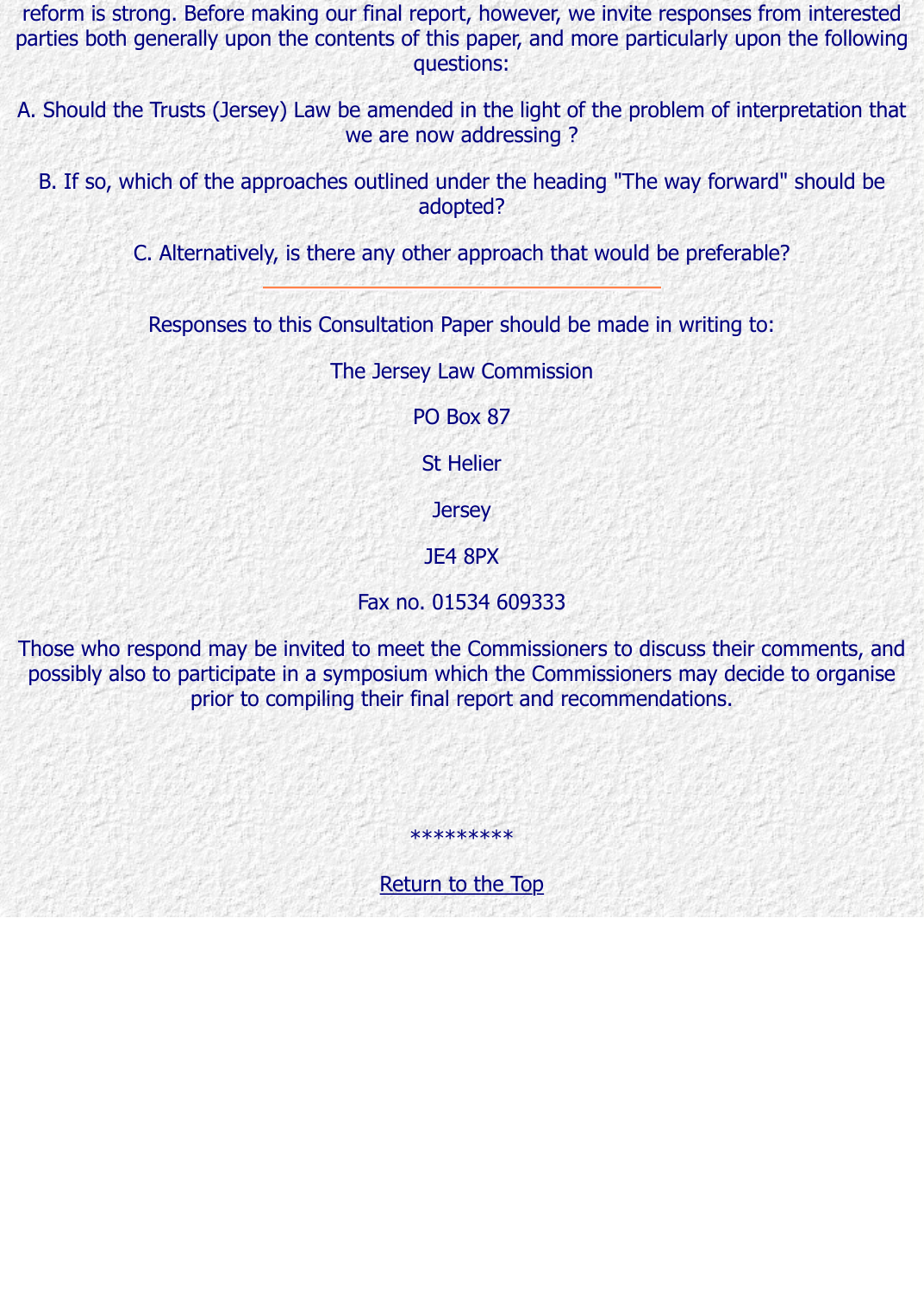reform is strong. Before making our final report, however, we invite responses from interested parties both generally upon the contents of this paper, and more particularly upon the following questions:

A. Should the Trusts (Jersey) Law be amended in the light of the problem of interpretation that we are now addressing ?

B. If so, which of the approaches outlined under the heading "The way forward" should be adopted?

C. Alternatively, is there any other approach that would be preferable?

---

Responses to this Consultation Paper should be made in writing to:

The Jersey Law Commission

PO Box 87

St Helier

Jersey

JE4 8PX

Fax no. 01534 609333

Those who respond may be invited to meet the Commissioners to discuss their comments, and possibly also to participate in a symposium which the Commissioners may decide to organise prior to compiling their final report and recommendations.

*********

Return to the Top